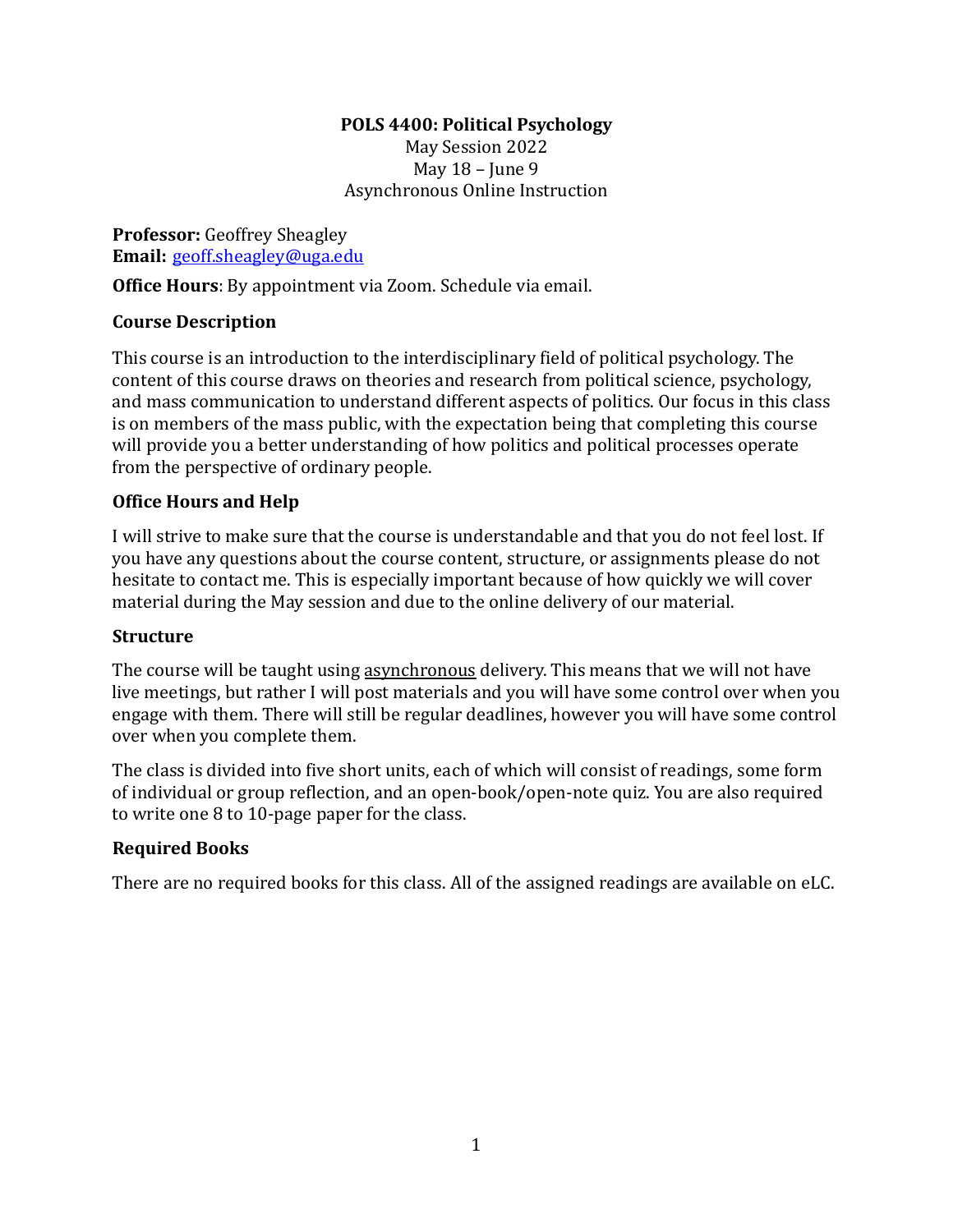# POLS 4400: Political Psychology

May Session 2022
May 18 – June 9
Asynchronous Online Instruction

**Professor:** Geoffrey Sheagley
**Email:** geoff.sheagley@uga.edu

**Office Hours**: By appointment via Zoom. Schedule via email.

## Course Description

This course is an introduction to the interdisciplinary field of political psychology. The content of this course draws on theories and research from political science, psychology, and mass communication to understand different aspects of politics. Our focus in this class is on members of the mass public, with the expectation being that completing this course will provide you a better understanding of how politics and political processes operate from the perspective of ordinary people.

## Office Hours and Help

I will strive to make sure that the course is understandable and that you do not feel lost. If you have any questions about the course content, structure, or assignments please do not hesitate to contact me. This is especially important because of how quickly we will cover material during the May session and due to the online delivery of our material.

## Structure

The course will be taught using asynchronous delivery. This means that we will not have live meetings, but rather I will post materials and you will have some control over when you engage with them. There will still be regular deadlines, however you will have some control over when you complete them.

The class is divided into five short units, each of which will consist of readings, some form of individual or group reflection, and an open-book/open-note quiz. You are also required to write one 8 to 10-page paper for the class.

## Required Books

There are no required books for this class. All of the assigned readings are available on eLC.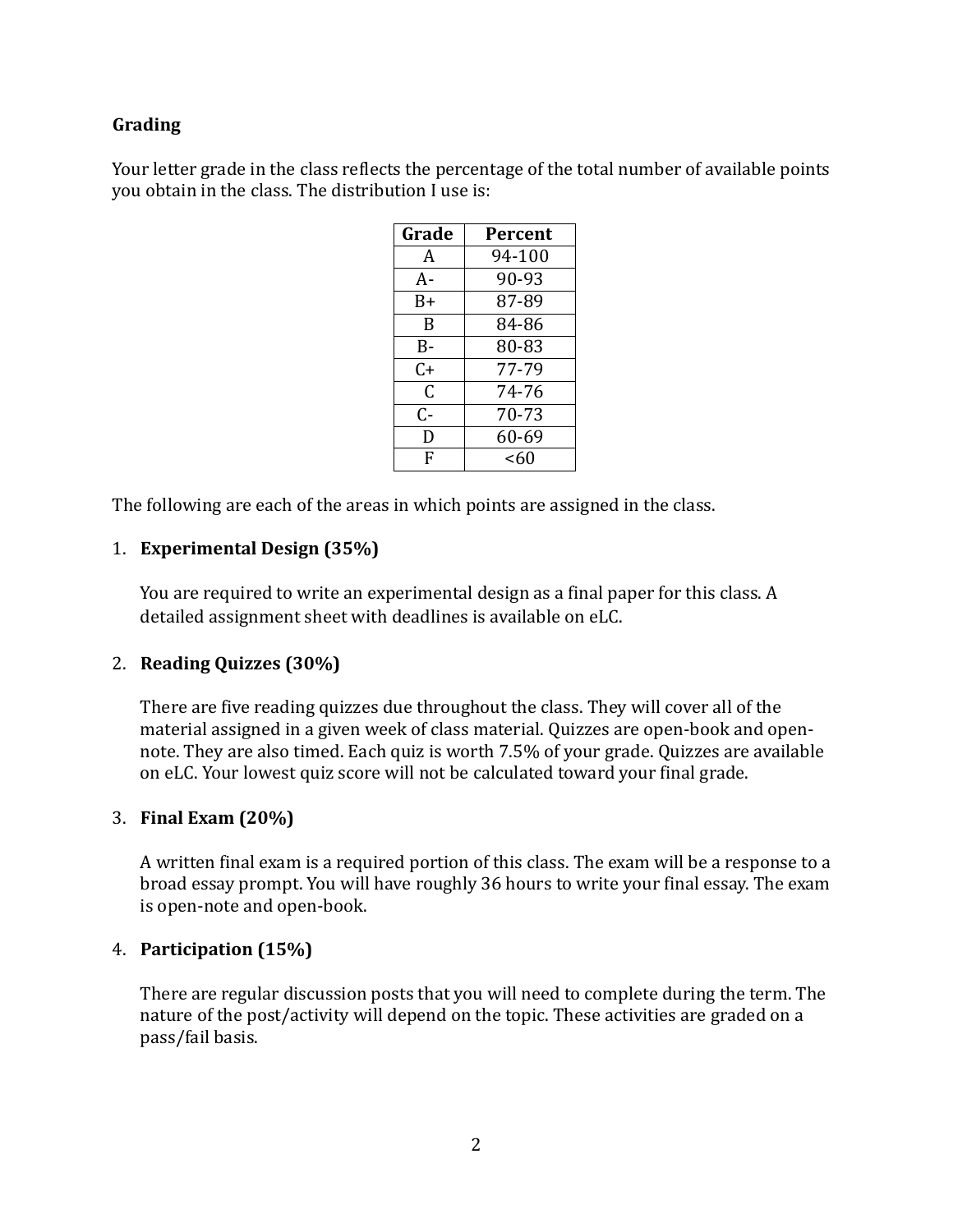### Grading

Your letter grade in the class reflects the percentage of the total number of available points you obtain in the class. The distribution I use is:

| Grade | Percent |
| --- | --- |
| A | 94-100 |
| A- | 90-93 |
| B+ | 87-89 |
| B | 84-86 |
| B- | 80-83 |
| C+ | 77-79 |
| C | 74-76 |
| C- | 70-73 |
| D | 60-69 |
| F | <60 |

The following are each of the areas in which points are assigned in the class.

1. **Experimental Design (35%)**

   You are required to write an experimental design as a final paper for this class. A detailed assignment sheet with deadlines is available on eLC.

2. **Reading Quizzes (30%)**

   There are five reading quizzes due throughout the class. They will cover all of the material assigned in a given week of class material. Quizzes are open-book and open-note. They are also timed. Each quiz is worth 7.5% of your grade. Quizzes are available on eLC. Your lowest quiz score will not be calculated toward your final grade.

3. **Final Exam (20%)**

   A written final exam is a required portion of this class. The exam will be a response to a broad essay prompt. You will have roughly 36 hours to write your final essay. The exam is open-note and open-book.

4. **Participation (15%)**

   There are regular discussion posts that you will need to complete during the term. The nature of the post/activity will depend on the topic. These activities are graded on a pass/fail basis.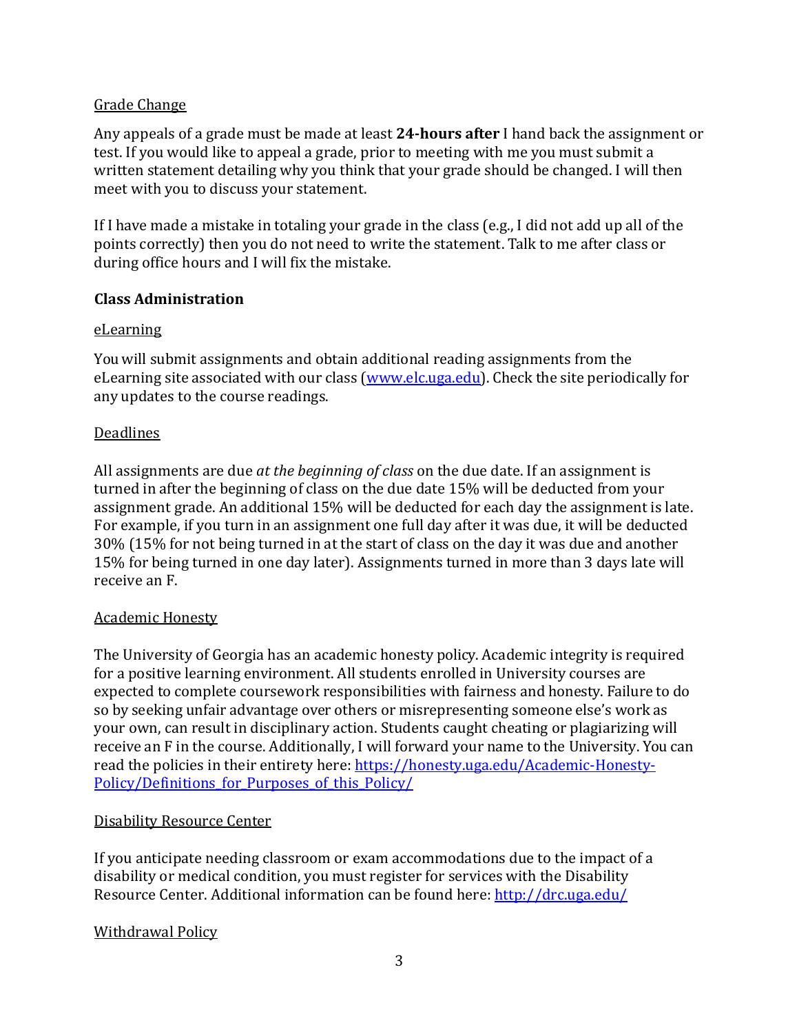Grade Change

Any appeals of a grade must be made at least **24-hours after** I hand back the assignment or test. If you would like to appeal a grade, prior to meeting with me you must submit a written statement detailing why you think that your grade should be changed. I will then meet with you to discuss your statement.

If I have made a mistake in totaling your grade in the class (e.g., I did not add up all of the points correctly) then you do not need to write the statement. Talk to me after class or during office hours and I will fix the mistake.

**Class Administration**

eLearning

You will submit assignments and obtain additional reading assignments from the eLearning site associated with our class ([www.elc.uga.edu](www.elc.uga.edu)). Check the site periodically for any updates to the course readings.

Deadlines

All assignments are due *at the beginning of class* on the due date. If an assignment is turned in after the beginning of class on the due date 15% will be deducted from your assignment grade. An additional 15% will be deducted for each day the assignment is late. For example, if you turn in an assignment one full day after it was due, it will be deducted 30% (15% for not being turned in at the start of class on the day it was due and another 15% for being turned in one day later). Assignments turned in more than 3 days late will receive an F.

Academic Honesty

The University of Georgia has an academic honesty policy. Academic integrity is required for a positive learning environment. All students enrolled in University courses are expected to complete coursework responsibilities with fairness and honesty. Failure to do so by seeking unfair advantage over others or misrepresenting someone else's work as your own, can result in disciplinary action. Students caught cheating or plagiarizing will receive an F in the course. Additionally, I will forward your name to the University. You can read the policies in their entirety here: [https://honesty.uga.edu/Academic-Honesty-Policy/Definitions_for_Purposes_of_this_Policy/](https://honesty.uga.edu/Academic-Honesty-Policy/Definitions_for_Purposes_of_this_Policy/)

Disability Resource Center

If you anticipate needing classroom or exam accommodations due to the impact of a disability or medical condition, you must register for services with the Disability Resource Center. Additional information can be found here: [http://drc.uga.edu/](http://drc.uga.edu/)

Withdrawal Policy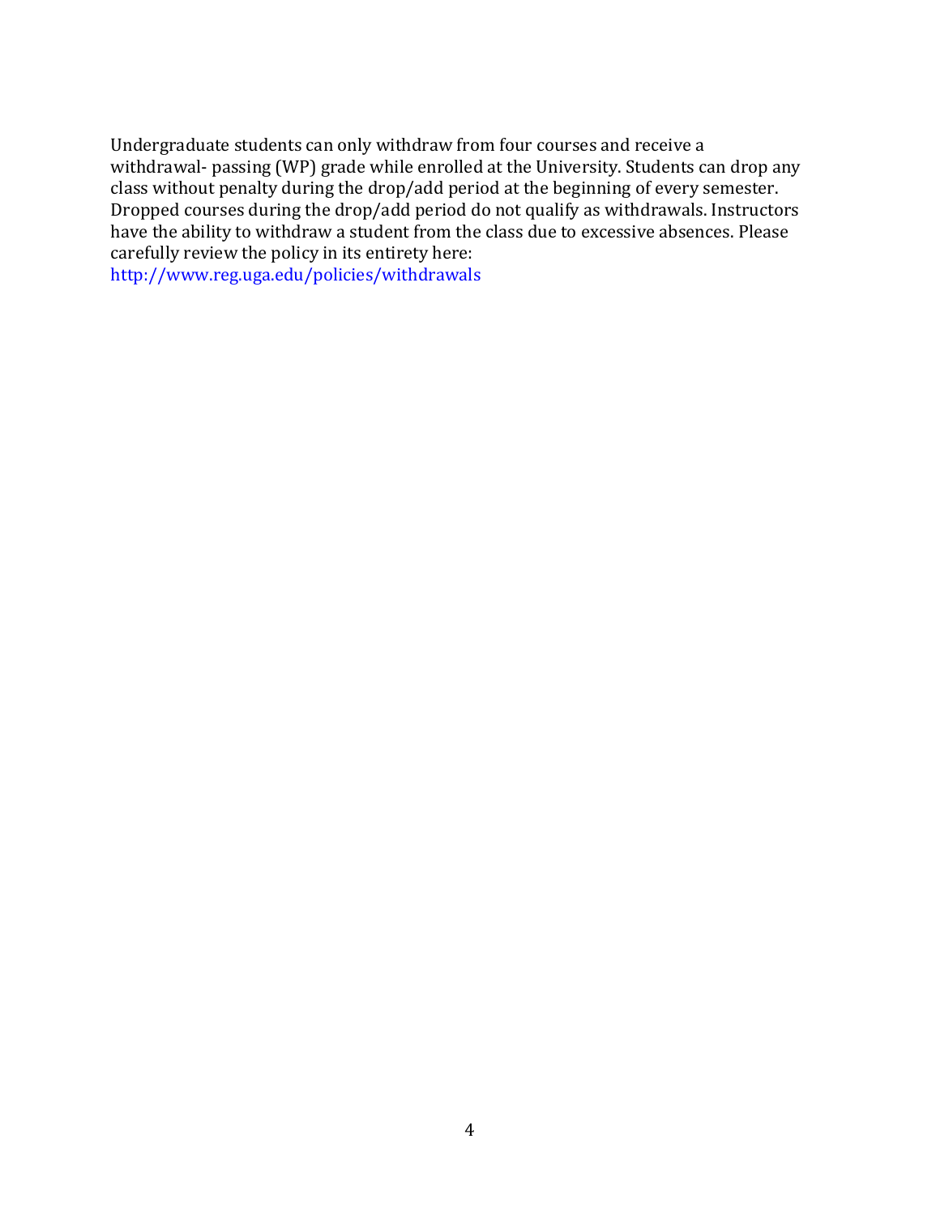Undergraduate students can only withdraw from four courses and receive a withdrawal- passing (WP) grade while enrolled at the University. Students can drop any class without penalty during the drop/add period at the beginning of every semester. Dropped courses during the drop/add period do not qualify as withdrawals. Instructors have the ability to withdraw a student from the class due to excessive absences. Please carefully review the policy in its entirety here: http://www.reg.uga.edu/policies/withdrawals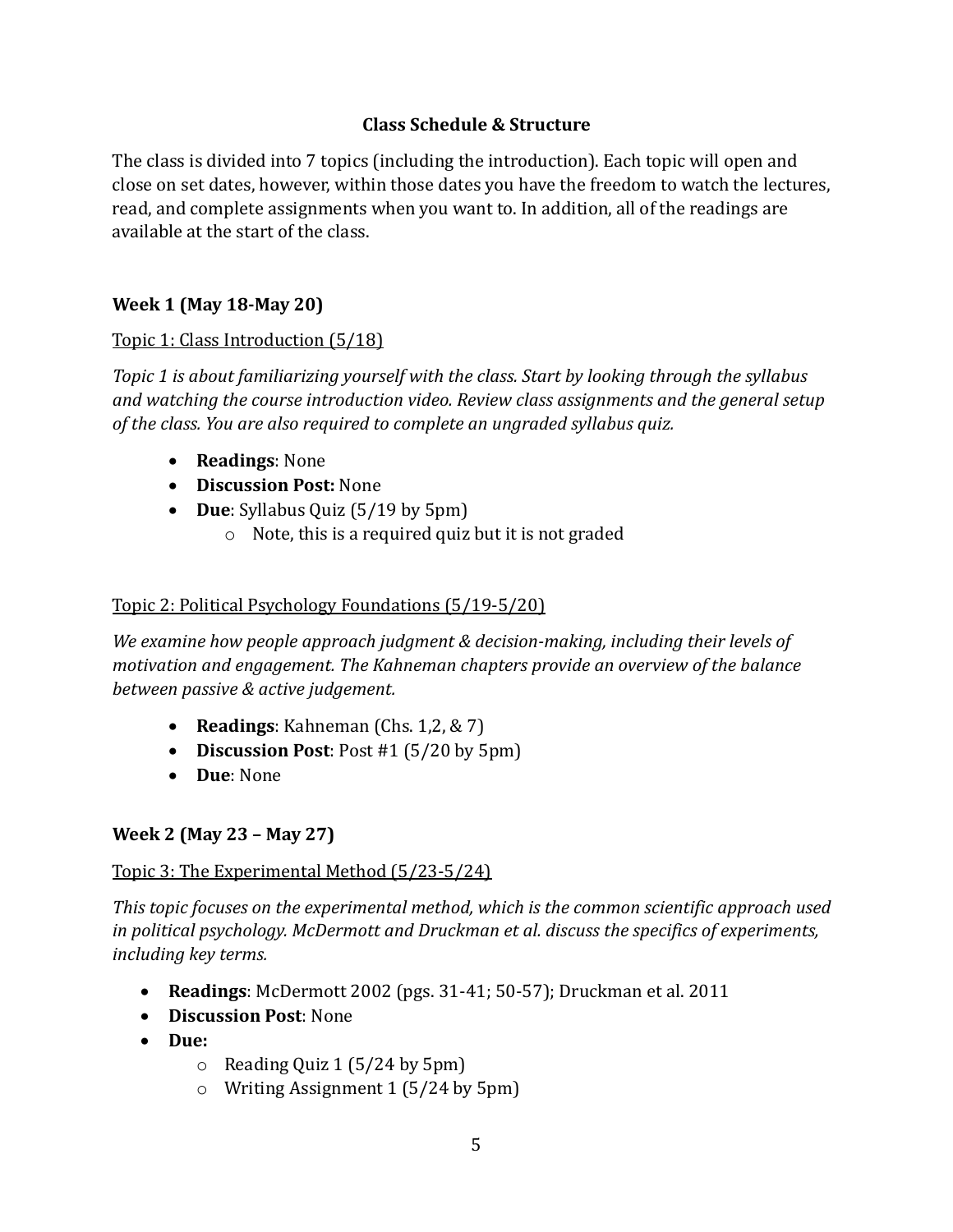## Class Schedule & Structure

The class is divided into 7 topics (including the introduction). Each topic will open and close on set dates, however, within those dates you have the freedom to watch the lectures, read, and complete assignments when you want to. In addition, all of the readings are available at the start of the class.

### Week 1 (May 18-May 20)

Topic 1: Class Introduction (5/18)

*Topic 1 is about familiarizing yourself with the class. Start by looking through the syllabus and watching the course introduction video. Review class assignments and the general setup of the class. You are also required to complete an ungraded syllabus quiz.*

- **Readings**: None
- **Discussion Post:** None
- **Due**: Syllabus Quiz (5/19 by 5pm)
    - Note, this is a required quiz but it is not graded

Topic 2: Political Psychology Foundations (5/19-5/20)

*We examine how people approach judgment & decision-making, including their levels of motivation and engagement. The Kahneman chapters provide an overview of the balance between passive & active judgement.*

- **Readings**: Kahneman (Chs. 1,2, & 7)
- **Discussion Post**: Post #1 (5/20 by 5pm)
- **Due**: None

### Week 2 (May 23 – May 27)

Topic 3: The Experimental Method (5/23-5/24)

*This topic focuses on the experimental method, which is the common scientific approach used in political psychology. McDermott and Druckman et al. discuss the specifics of experiments, including key terms.*

- **Readings**: McDermott 2002 (pgs. 31-41; 50-57); Druckman et al. 2011
- **Discussion Post**: None
- **Due:**
    - Reading Quiz 1 (5/24 by 5pm)
    - Writing Assignment 1 (5/24 by 5pm)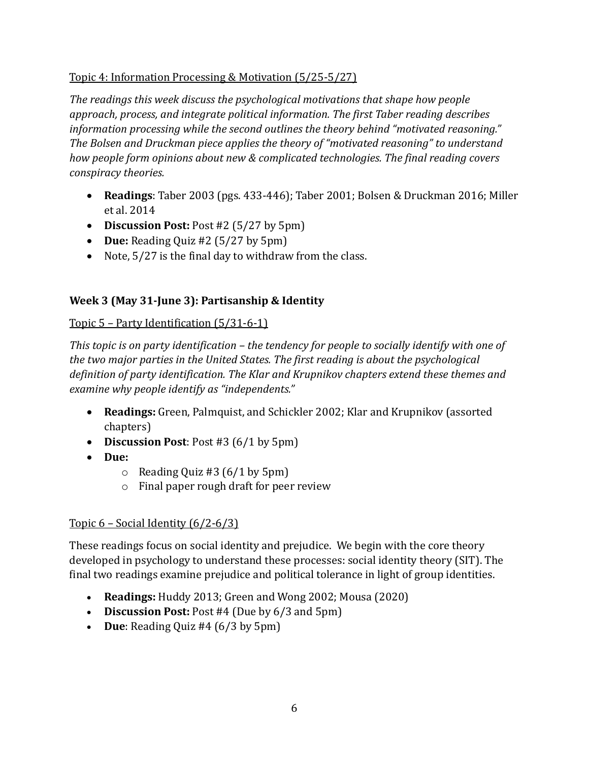Topic 4: Information Processing & Motivation (5/25-5/27)

*The readings this week discuss the psychological motivations that shape how people approach, process, and integrate political information. The first Taber reading describes information processing while the second outlines the theory behind "motivated reasoning." The Bolsen and Druckman piece applies the theory of "motivated reasoning" to understand how people form opinions about new & complicated technologies. The final reading covers conspiracy theories.*

- **Readings**: Taber 2003 (pgs. 433-446); Taber 2001; Bolsen & Druckman 2016; Miller et al. 2014
- **Discussion Post:** Post #2 (5/27 by 5pm)
- **Due:** Reading Quiz #2 (5/27 by 5pm)
- Note, 5/27 is the final day to withdraw from the class.

**Week 3 (May 31-June 3): Partisanship & Identity**

Topic 5 – Party Identification (5/31-6-1)

*This topic is on party identification – the tendency for people to socially identify with one of the two major parties in the United States. The first reading is about the psychological definition of party identification. The Klar and Krupnikov chapters extend these themes and examine why people identify as "independents."*

- **Readings:** Green, Palmquist, and Schickler 2002; Klar and Krupnikov (assorted chapters)
- **Discussion Post**: Post #3 (6/1 by 5pm)
- **Due:**
  - Reading Quiz #3 (6/1 by 5pm)
  - Final paper rough draft for peer review

Topic 6 – Social Identity (6/2-6/3)

These readings focus on social identity and prejudice. We begin with the core theory developed in psychology to understand these processes: social identity theory (SIT). The final two readings examine prejudice and political tolerance in light of group identities.

- **Readings:** Huddy 2013; Green and Wong 2002; Mousa (2020)
- **Discussion Post:** Post #4 (Due by 6/3 and 5pm)
- **Due**: Reading Quiz #4 (6/3 by 5pm)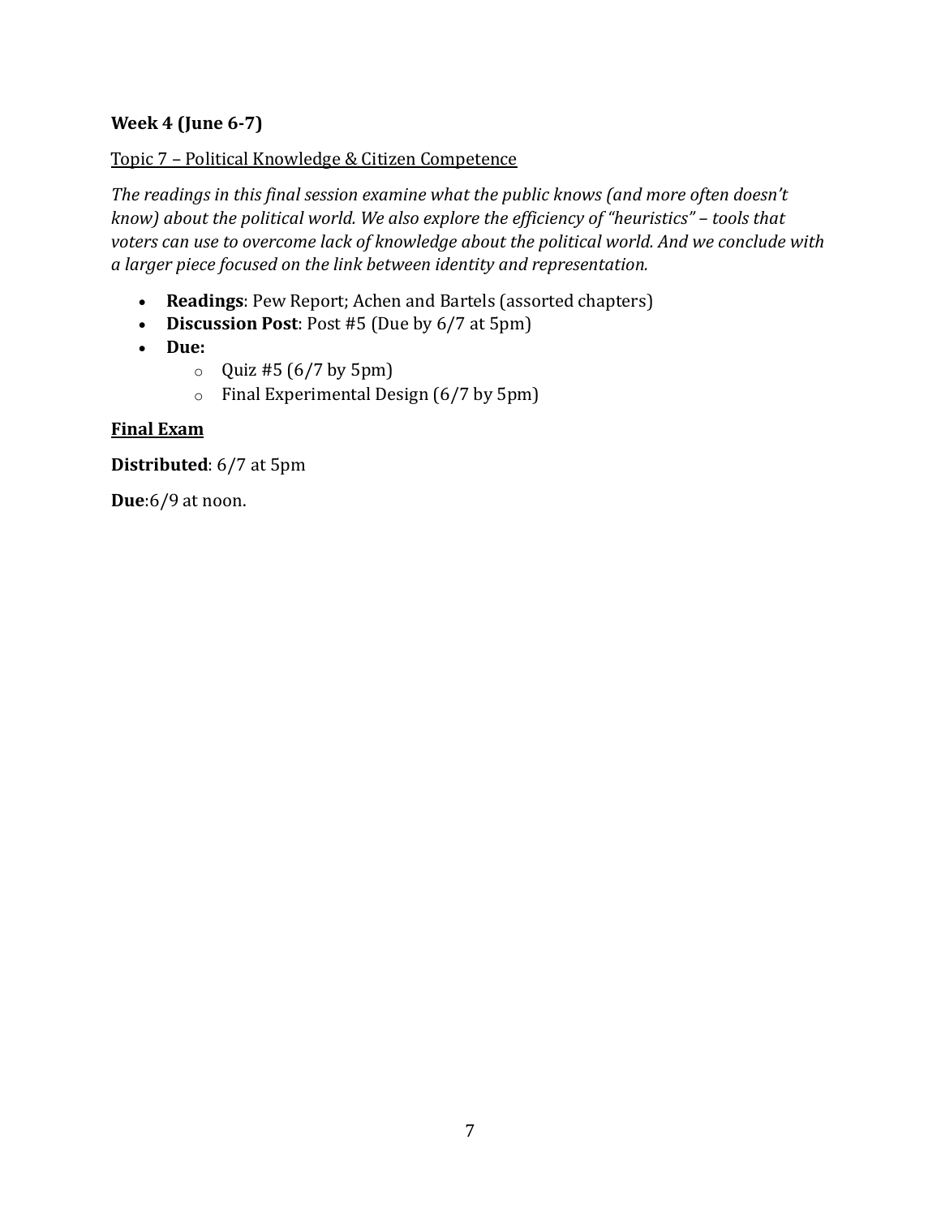**Week 4 (June 6-7)**

Topic 7 – Political Knowledge & Citizen Competence

*The readings in this final session examine what the public knows (and more often doesn't know) about the political world. We also explore the efficiency of "heuristics" – tools that voters can use to overcome lack of knowledge about the political world. And we conclude with a larger piece focused on the link between identity and representation.*

- **Readings**: Pew Report; Achen and Bartels (assorted chapters)
- **Discussion Post**: Post #5 (Due by 6/7 at 5pm)
- **Due:**
  - Quiz #5 (6/7 by 5pm)
  - Final Experimental Design (6/7 by 5pm)

**Final Exam**

**Distributed**: 6/7 at 5pm

**Due**:6/9 at noon.